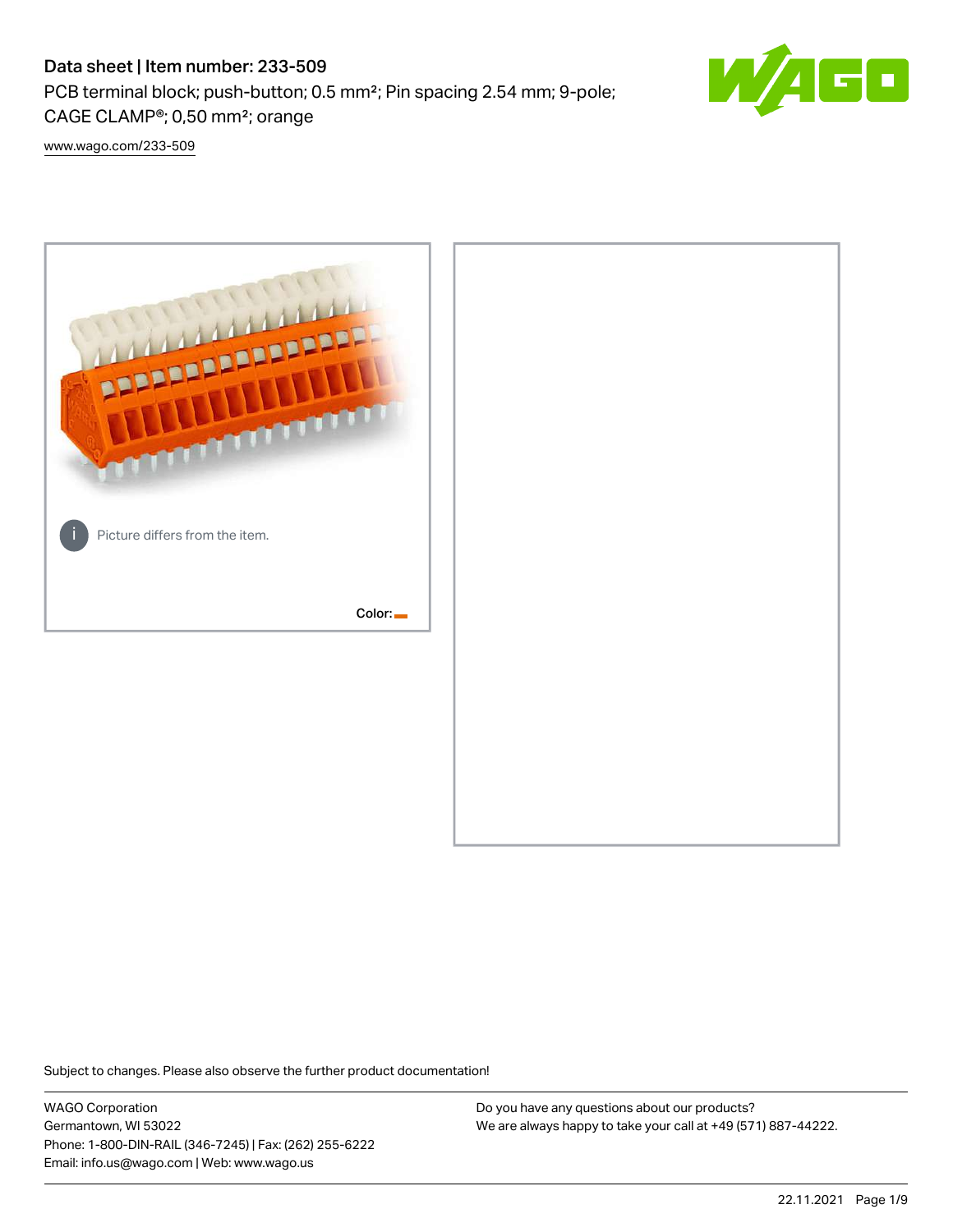# Data sheet | Item number: 233-509

PCB terminal block; push-button; 0.5 mm²; Pin spacing 2.54 mm; 9-pole; CAGE CLAMP®; 0,50 mm²; orange

www.wago.com/233-509

Picture differs from the item.

Color:

Subject to changes. Please also observe the further product documentation!

WAGO Corporation
Germantown, WI 53022
Phone: 1-800-DIN-RAIL (346-7245) | Fax: (262) 255-6222
Email: info.us@wago.com | Web: www.wago.us

Do you have any questions about our products?
We are always happy to take your call at +49 (571) 887-44222.

22.11.2021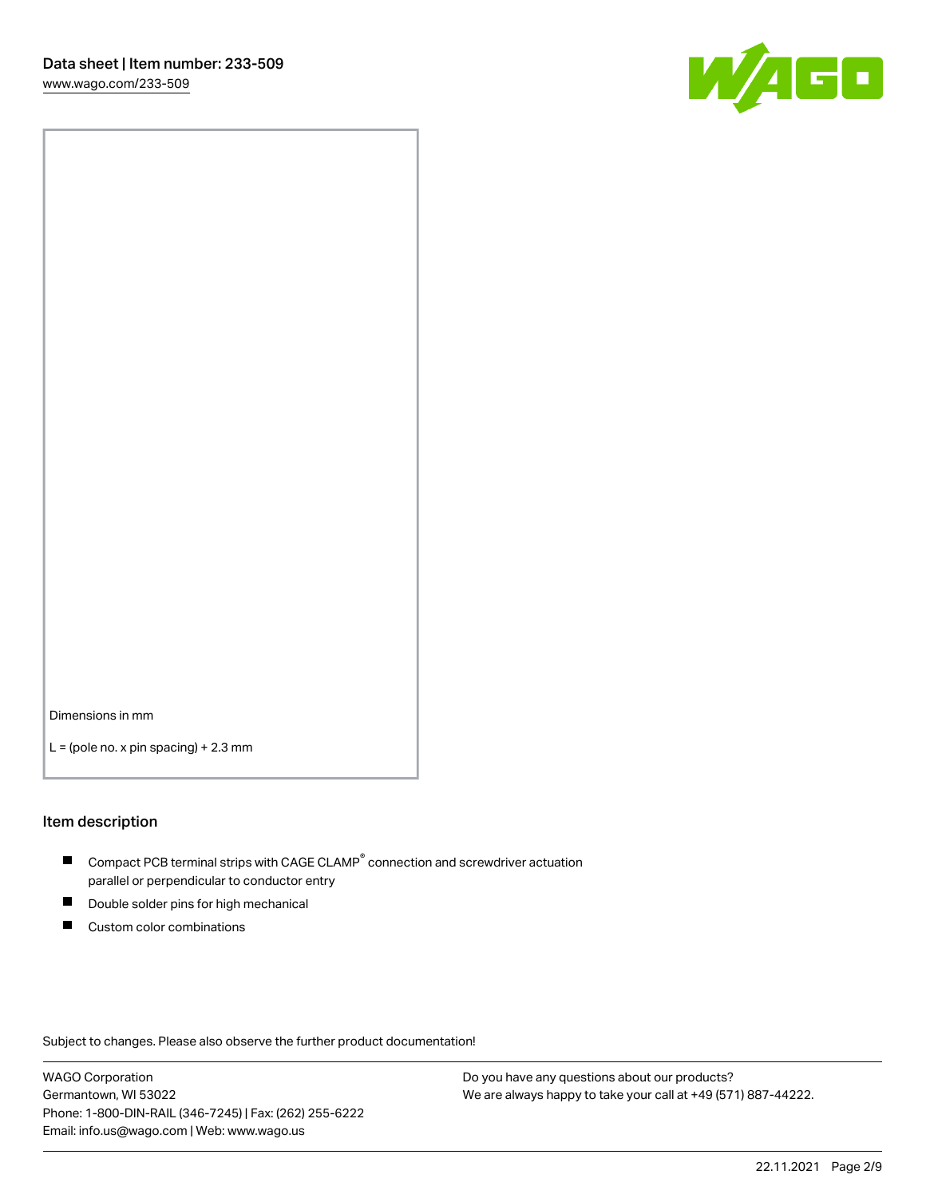Dimensions in mm

L = (pole no. x pin spacing) + 2.3 mm

## Item description

- Compact PCB terminal strips with CAGE CLAMP® connection and screwdriver actuation parallel or perpendicular to conductor entry
- Double solder pins for high mechanical
- Custom color combinations

Subject to changes. Please also observe the further product documentation!

WAGO Corporation
Germantown, WI 53022
Phone: 1-800-DIN-RAIL (346-7245) | Fax: (262) 255-6222
Email: info.us@wago.com | Web: www.wago.us

Do you have any questions about our products?
We are always happy to take your call at +49 (571) 887-44222.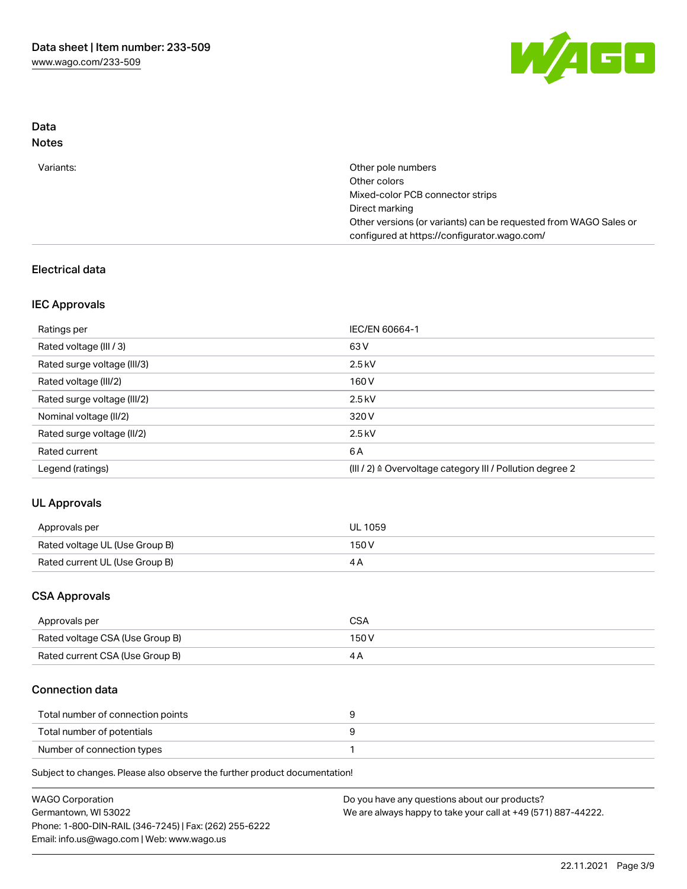## Data

### Notes

| | |
|---|---|
| Variants: | Other pole numbers<br>Other colors<br>Mixed-color PCB connector strips<br>Direct marking<br>Other versions (or variants) can be requested from WAGO Sales or configured at https://configurator.wago.com/ |

## Electrical data

### IEC Approvals

| | |
|---|---|
| Ratings per | IEC/EN 60664-1 |
| Rated voltage (III / 3) | 63 V |
| Rated surge voltage (III/3) | 2.5 kV |
| Rated voltage (III/2) | 160 V |
| Rated surge voltage (III/2) | 2.5 kV |
| Nominal voltage (II/2) | 320 V |
| Rated surge voltage (II/2) | 2.5 kV |
| Rated current | 6 A |
| Legend (ratings) | (III / 2) ≙ Overvoltage category III / Pollution degree 2 |

### UL Approvals

| | |
|---|---|
| Approvals per | UL 1059 |
| Rated voltage UL (Use Group B) | 150 V |
| Rated current UL (Use Group B) | 4 A |

### CSA Approvals

| | |
|---|---|
| Approvals per | CSA |
| Rated voltage CSA (Use Group B) | 150 V |
| Rated current CSA (Use Group B) | 4 A |

## Connection data

| | |
|---|---|
| Total number of connection points | 9 |
| Total number of potentials | 9 |
| Number of connection types | 1 |

Subject to changes. Please also observe the further product documentation!

WAGO Corporation
Germantown, WI 53022
Phone: 1-800-DIN-RAIL (346-7245) | Fax: (262) 255-6222
Email: info.us@wago.com | Web: www.wago.us

Do you have any questions about our products?
We are always happy to take your call at +49 (571) 887-44222.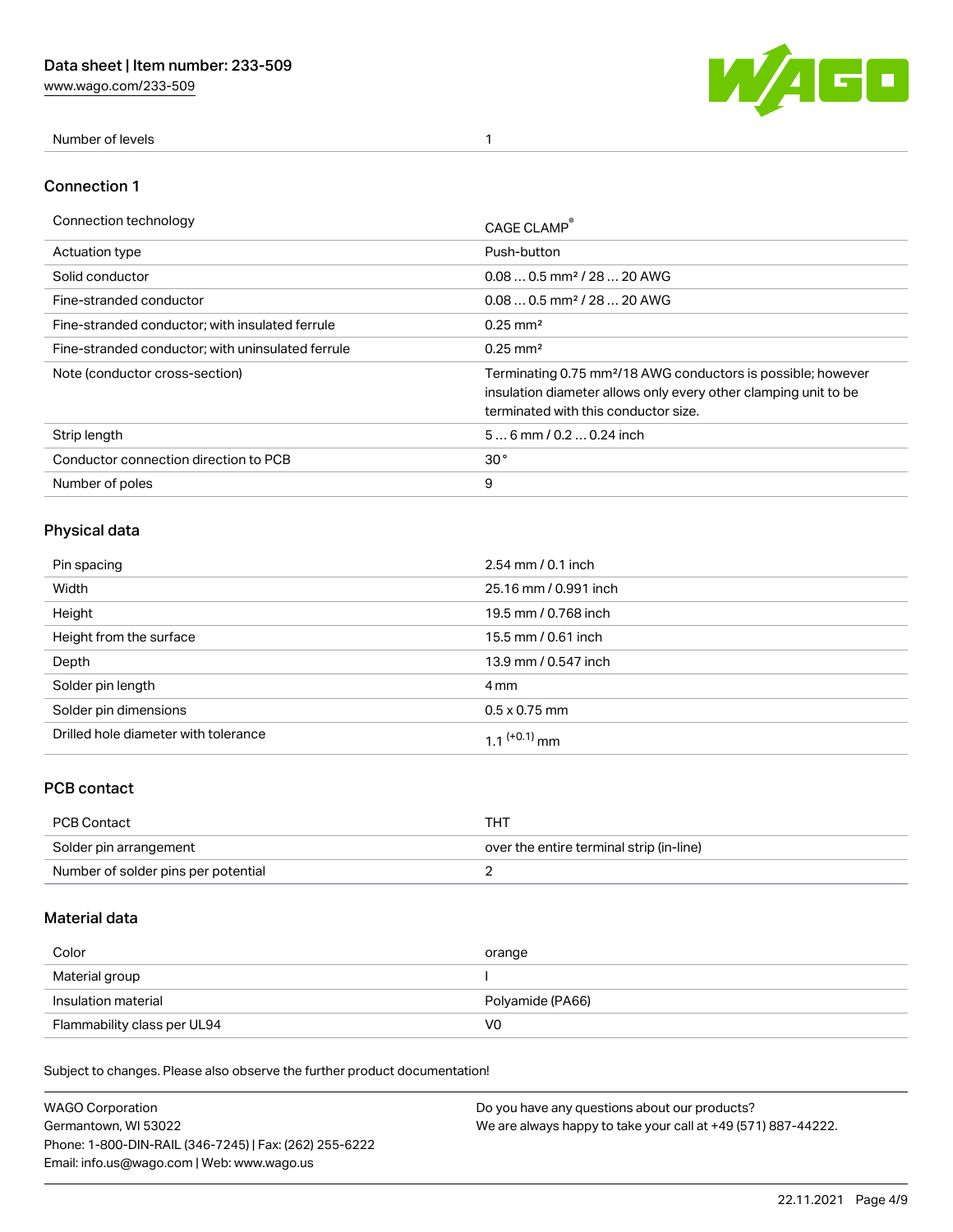| Number of levels | 1 |
|---|---|

## Connection 1

| Connection technology | CAGE CLAMP® |
|---|---|
| Actuation type | Push-button |
| Solid conductor | 0.08 … 0.5 mm² / 28 … 20 AWG |
| Fine-stranded conductor | 0.08 … 0.5 mm² / 28 … 20 AWG |
| Fine-stranded conductor; with insulated ferrule | 0.25 mm² |
| Fine-stranded conductor; with uninsulated ferrule | 0.25 mm² |
| Note (conductor cross-section) | Terminating 0.75 mm²/18 AWG conductors is possible; however insulation diameter allows only every other clamping unit to be terminated with this conductor size. |
| Strip length | 5 … 6 mm / 0.2 … 0.24 inch |
| Conductor connection direction to PCB | 30 ° |
| Number of poles | 9 |

## Physical data

| Pin spacing | 2.54 mm / 0.1 inch |
|---|---|
| Width | 25.16 mm / 0.991 inch |
| Height | 19.5 mm / 0.768 inch |
| Height from the surface | 15.5 mm / 0.61 inch |
| Depth | 13.9 mm / 0.547 inch |
| Solder pin length | 4 mm |
| Solder pin dimensions | 0.5 x 0.75 mm |
| Drilled hole diameter with tolerance | $1.1^{(+0.1)}$ mm |

## PCB contact

| PCB Contact | THT |
|---|---|
| Solder pin arrangement | over the entire terminal strip (in-line) |
| Number of solder pins per potential | 2 |

## Material data

| Color | orange |
|---|---|
| Material group | I |
| Insulation material | Polyamide (PA66) |
| Flammability class per UL94 | V0 |

Subject to changes. Please also observe the further product documentation!

WAGO Corporation
Germantown, WI 53022
Phone: 1-800-DIN-RAIL (346-7245) | Fax: (262) 255-6222
Email: info.us@wago.com | Web: www.wago.us

Do you have any questions about our products?
We are always happy to take your call at +49 (571) 887-44222.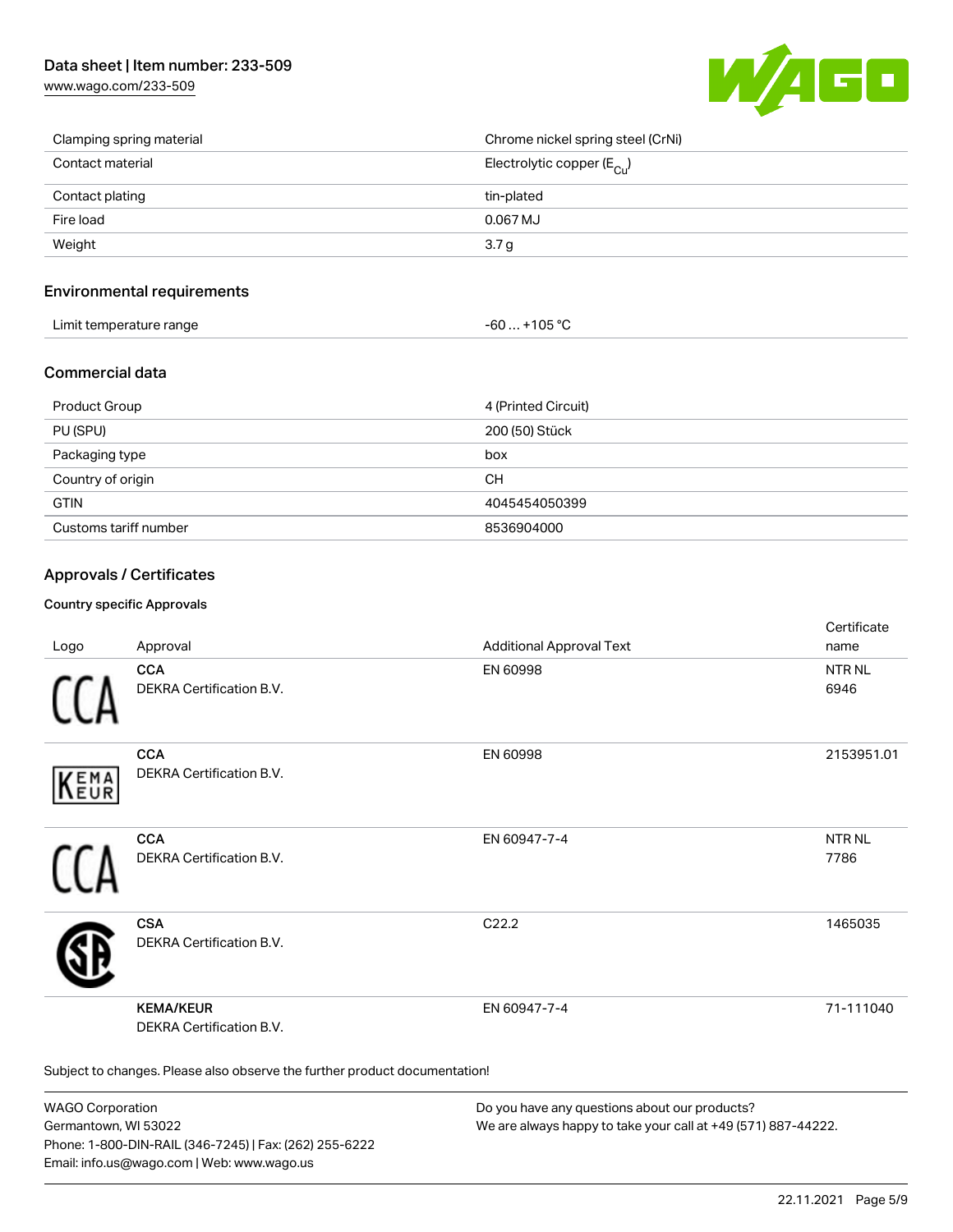| | |
|---|---|
| Clamping spring material | Chrome nickel spring steel (CrNi) |
| Contact material | Electrolytic copper ($E_{Cu}$) |
| Contact plating | tin-plated |
| Fire load | 0.067 MJ |
| Weight | 3.7 g |

## Environmental requirements

| | |
|---|---|
| Limit temperature range | -60 … +105 °C |

## Commercial data

| | |
|---|---|
| Product Group | 4 (Printed Circuit) |
| PU (SPU) | 200 (50) Stück |
| Packaging type | box |
| Country of origin | CH |
| GTIN | 4045454050399 |
| Customs tariff number | 8536904000 |

## Approvals / Certificates

### Country specific Approvals

| Logo | Approval | Additional Approval Text | Certificate name |
|---|---|---|---|
| | **CCA** DEKRA Certification B.V. | EN 60998 | NTR NL 6946 |
| | **CCA** DEKRA Certification B.V. | EN 60998 | 2153951.01 |
| | **CCA** DEKRA Certification B.V. | EN 60947-7-4 | NTR NL 7786 |
| | **CSA** DEKRA Certification B.V. | C22.2 | 1465035 |
| | **KEMA/KEUR** DEKRA Certification B.V. | EN 60947-7-4 | 71-111040 |

Subject to changes. Please also observe the further product documentation!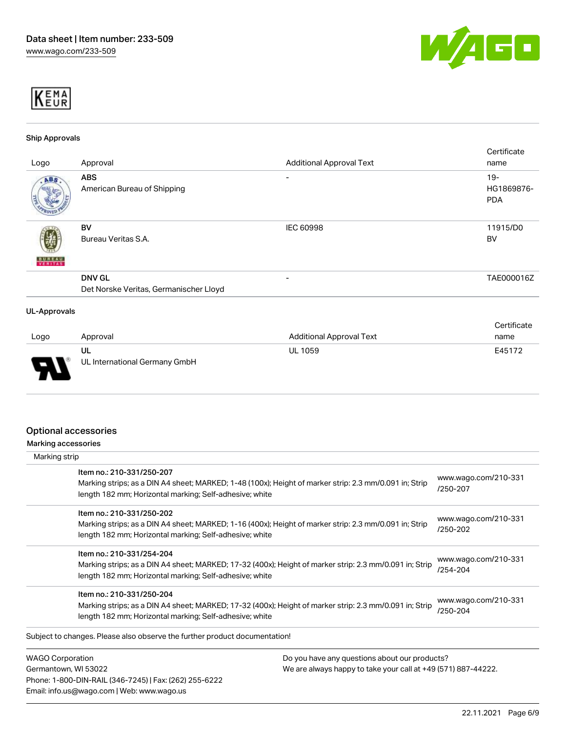KEMA EUR

### Ship Approvals

| Logo | Approval | Additional Approval Text | Certificate name |
| --- | --- | --- | --- |
| | **ABS**<br>American Bureau of Shipping | - | 19-HG1869876-PDA |
| | **BV**<br>Bureau Veritas S.A. | IEC 60998 | 11915/D0 BV |
| | **DNV GL**<br>Det Norske Veritas, Germanischer Lloyd | - | TAE000016Z |

### UL-Approvals

| Logo | Approval | Additional Approval Text | Certificate name |
| --- | --- | --- | --- |
| | **UL**<br>UL International Germany GmbH | UL 1059 | E45172 |

## Optional accessories

### Marking accessories

Marking strip

| Item | Link |
| --- | --- |
| Item no.: 210-331/250-207<br>Marking strips; as a DIN A4 sheet; MARKED; 1-48 (100x); Height of marker strip: 2.3 mm/0.091 in; Strip length 182 mm; Horizontal marking; Self-adhesive; white | www.wago.com/210-331/250-207 |
| Item no.: 210-331/250-202<br>Marking strips; as a DIN A4 sheet; MARKED; 1-16 (400x); Height of marker strip: 2.3 mm/0.091 in; Strip length 182 mm; Horizontal marking; Self-adhesive; white | www.wago.com/210-331/250-202 |
| Item no.: 210-331/254-204<br>Marking strips; as a DIN A4 sheet; MARKED; 17-32 (400x); Height of marker strip: 2.3 mm/0.091 in; Strip length 182 mm; Horizontal marking; Self-adhesive; white | www.wago.com/210-331/254-204 |
| Item no.: 210-331/250-204<br>Marking strips; as a DIN A4 sheet; MARKED; 17-32 (400x); Height of marker strip: 2.3 mm/0.091 in; Strip length 182 mm; Horizontal marking; Self-adhesive; white | www.wago.com/210-331/250-204 |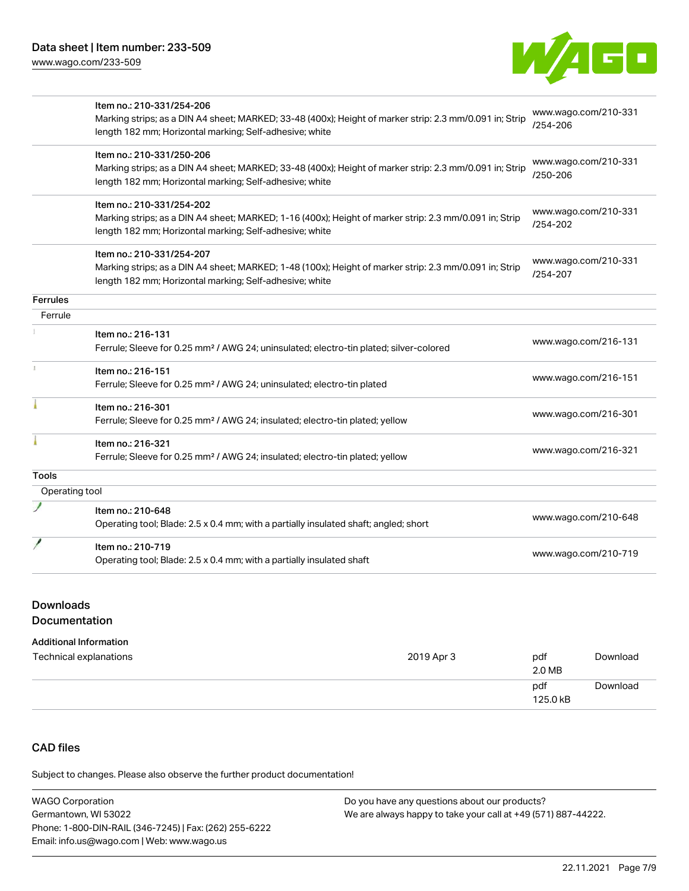| | | |
|---|---|---|
| | Item no.: 210-331/254-206<br>Marking strips; as a DIN A4 sheet; MARKED; 33-48 (400x); Height of marker strip: 2.3 mm/0.091 in; Strip length 182 mm; Horizontal marking; Self-adhesive; white | www.wago.com/210-331/254-206 |
| | Item no.: 210-331/250-206<br>Marking strips; as a DIN A4 sheet; MARKED; 33-48 (400x); Height of marker strip: 2.3 mm/0.091 in; Strip length 182 mm; Horizontal marking; Self-adhesive; white | www.wago.com/210-331/250-206 |
| | Item no.: 210-331/254-202<br>Marking strips; as a DIN A4 sheet; MARKED; 1-16 (400x); Height of marker strip: 2.3 mm/0.091 in; Strip length 182 mm; Horizontal marking; Self-adhesive; white | www.wago.com/210-331/254-202 |
| | Item no.: 210-331/254-207<br>Marking strips; as a DIN A4 sheet; MARKED; 1-48 (100x); Height of marker strip: 2.3 mm/0.091 in; Strip length 182 mm; Horizontal marking; Self-adhesive; white | www.wago.com/210-331/254-207 |
| **Ferrules** | | |
| Ferrule | | |
| | Item no.: 216-131<br>Ferrule; Sleeve for 0.25 mm² / AWG 24; uninsulated; electro-tin plated; silver-colored | www.wago.com/216-131 |
| | Item no.: 216-151<br>Ferrule; Sleeve for 0.25 mm² / AWG 24; uninsulated; electro-tin plated | www.wago.com/216-151 |
| | Item no.: 216-301<br>Ferrule; Sleeve for 0.25 mm² / AWG 24; insulated; electro-tin plated; yellow | www.wago.com/216-301 |
| | Item no.: 216-321<br>Ferrule; Sleeve for 0.25 mm² / AWG 24; insulated; electro-tin plated; yellow | www.wago.com/216-321 |
| **Tools** | | |
| Operating tool | | |
| | Item no.: 210-648<br>Operating tool; Blade: 2.5 x 0.4 mm; with a partially insulated shaft; angled; short | www.wago.com/210-648 |
| | Item no.: 210-719<br>Operating tool; Blade: 2.5 x 0.4 mm; with a partially insulated shaft | www.wago.com/210-719 |

## Downloads
## Documentation

**Additional Information**

| | | | |
|---|---|---|---|
| Technical explanations | 2019 Apr 3 | pdf<br>2.0 MB | Download |
| | | pdf<br>125.0 kB | Download |

## CAD files

Subject to changes. Please also observe the further product documentation!

WAGO Corporation
Germantown, WI 53022
Phone: 1-800-DIN-RAIL (346-7245) | Fax: (262) 255-6222
Email: info.us@wago.com | Web: www.wago.us

Do you have any questions about our products?
We are always happy to take your call at +49 (571) 887-44222.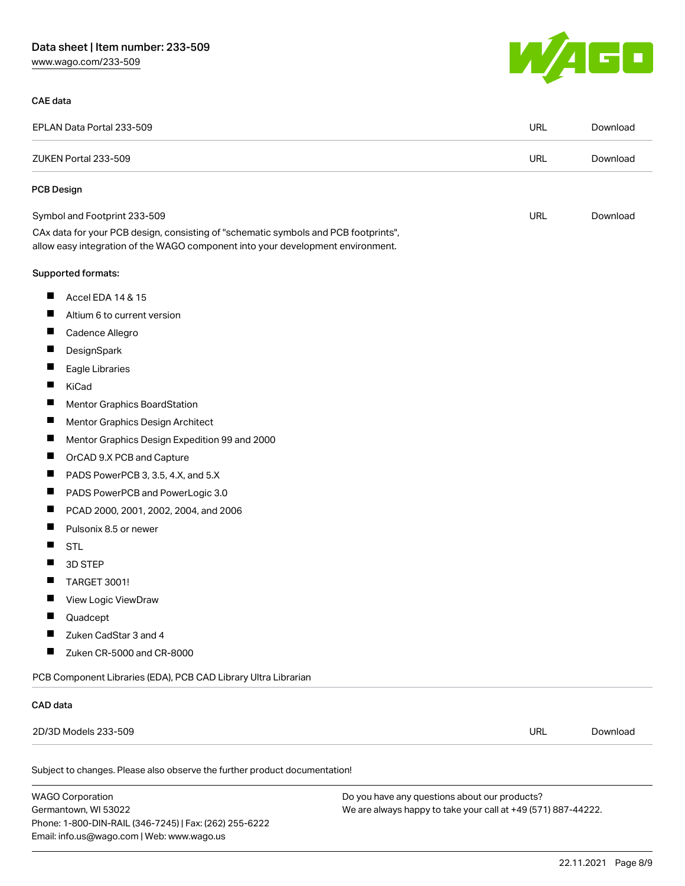#### CAE data

| | | |
|---|---|---|
| EPLAN Data Portal 233-509 | URL | Download |
| ZUKEN Portal 233-509 | URL | Download |

#### PCB Design

| | | |
|---|---|---|
| Symbol and Footprint 233-509 | URL | Download |

CAx data for your PCB design, consisting of "schematic symbols and PCB footprints", allow easy integration of the WAGO component into your development environment.

Supported formats:

- Accel EDA 14 & 15
- Altium 6 to current version
- Cadence Allegro
- DesignSpark
- Eagle Libraries
- KiCad
- Mentor Graphics BoardStation
- Mentor Graphics Design Architect
- Mentor Graphics Design Expedition 99 and 2000
- OrCAD 9.X PCB and Capture
- PADS PowerPCB 3, 3.5, 4.X, and 5.X
- PADS PowerPCB and PowerLogic 3.0
- PCAD 2000, 2001, 2002, 2004, and 2006
- Pulsonix 8.5 or newer
- STL
- 3D STEP
- TARGET 3001!
- View Logic ViewDraw
- Quadcept
- Zuken CadStar 3 and 4
- Zuken CR-5000 and CR-8000

PCB Component Libraries (EDA), PCB CAD Library Ultra Librarian

#### CAD data

| | | |
|---|---|---|
| 2D/3D Models 233-509 | URL | Download |

Subject to changes. Please also observe the further product documentation!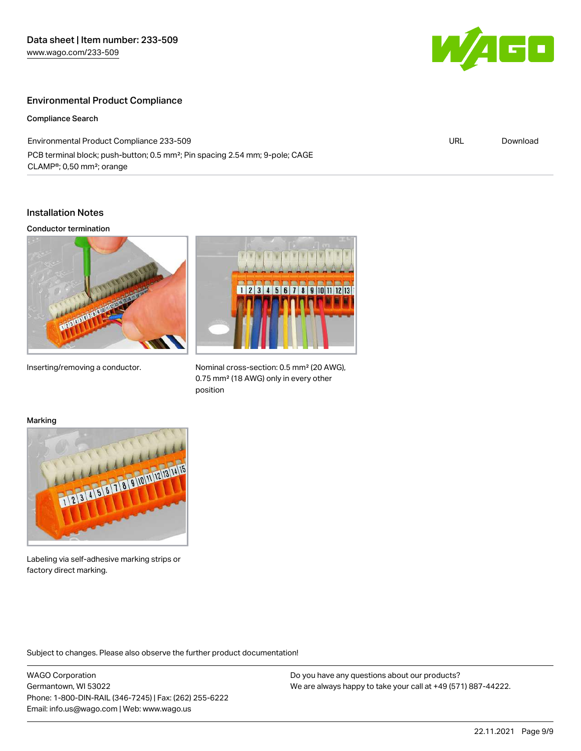## Environmental Product Compliance

### Compliance Search

| | | |
|---|---|---|
| Environmental Product Compliance 233-509<br>PCB terminal block; push-button; 0.5 mm²; Pin spacing 2.54 mm; 9-pole; CAGE CLAMP®; 0,50 mm²; orange | URL | Download |

## Installation Notes

### Conductor termination

Inserting/removing a conductor.

Nominal cross-section: 0.5 mm² (20 AWG), 0.75 mm² (18 AWG) only in every other position

### Marking

Labeling via self-adhesive marking strips or factory direct marking.

Subject to changes. Please also observe the further product documentation!

WAGO Corporation
Germantown, WI 53022
Phone: 1-800-DIN-RAIL (346-7245) | Fax: (262) 255-6222
Email: info.us@wago.com | Web: www.wago.us

Do you have any questions about our products?
We are always happy to take your call at +49 (571) 887-44222.